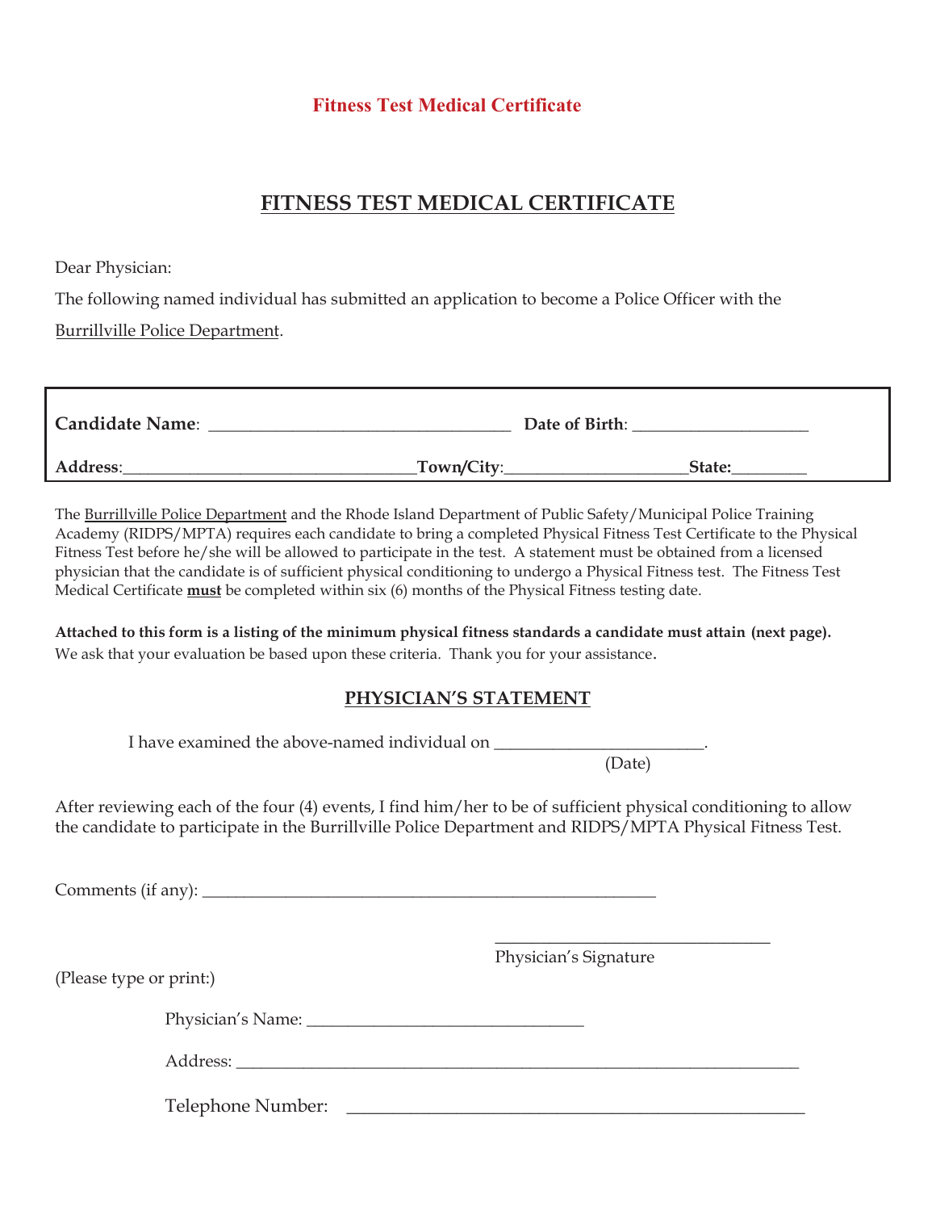Fitness Test Medical Certificate

# FITNESS TEST MEDICAL CERTIFICATE

Dear Physician:

The following named individual has submitted an application to become a Police Officer with the Burrillville Police Department.

**Candidate Name**: ______________________________ **Date of Birth**: ____________________

**Address**:______________________________**Town/City**:____________________**State:**________

The Burrillville Police Department and the Rhode Island Department of Public Safety/Municipal Police Training Academy (RIDPS/MPTA) requires each candidate to bring a completed Physical Fitness Test Certificate to the Physical Fitness Test before he/she will be allowed to participate in the test. A statement must be obtained from a licensed physician that the candidate is of sufficient physical conditioning to undergo a Physical Fitness test. The Fitness Test Medical Certificate **must** be completed within six (6) months of the Physical Fitness testing date.

**Attached to this form is a listing of the minimum physical fitness standards a candidate must attain (next page).** We ask that your evaluation be based upon these criteria. Thank you for your assistance.

## PHYSICIAN'S STATEMENT

I have examined the above-named individual on ________________________.
(Date)

After reviewing each of the four (4) events, I find him/her to be of sufficient physical conditioning to allow the candidate to participate in the Burrillville Police Department and RIDPS/MPTA Physical Fitness Test.

Comments (if any): ____________________________________________________

______________________________
Physician's Signature

(Please type or print:)

Physician's Name: ______________________________

Address: ________________________________________________________________

Telephone Number: ________________________________________________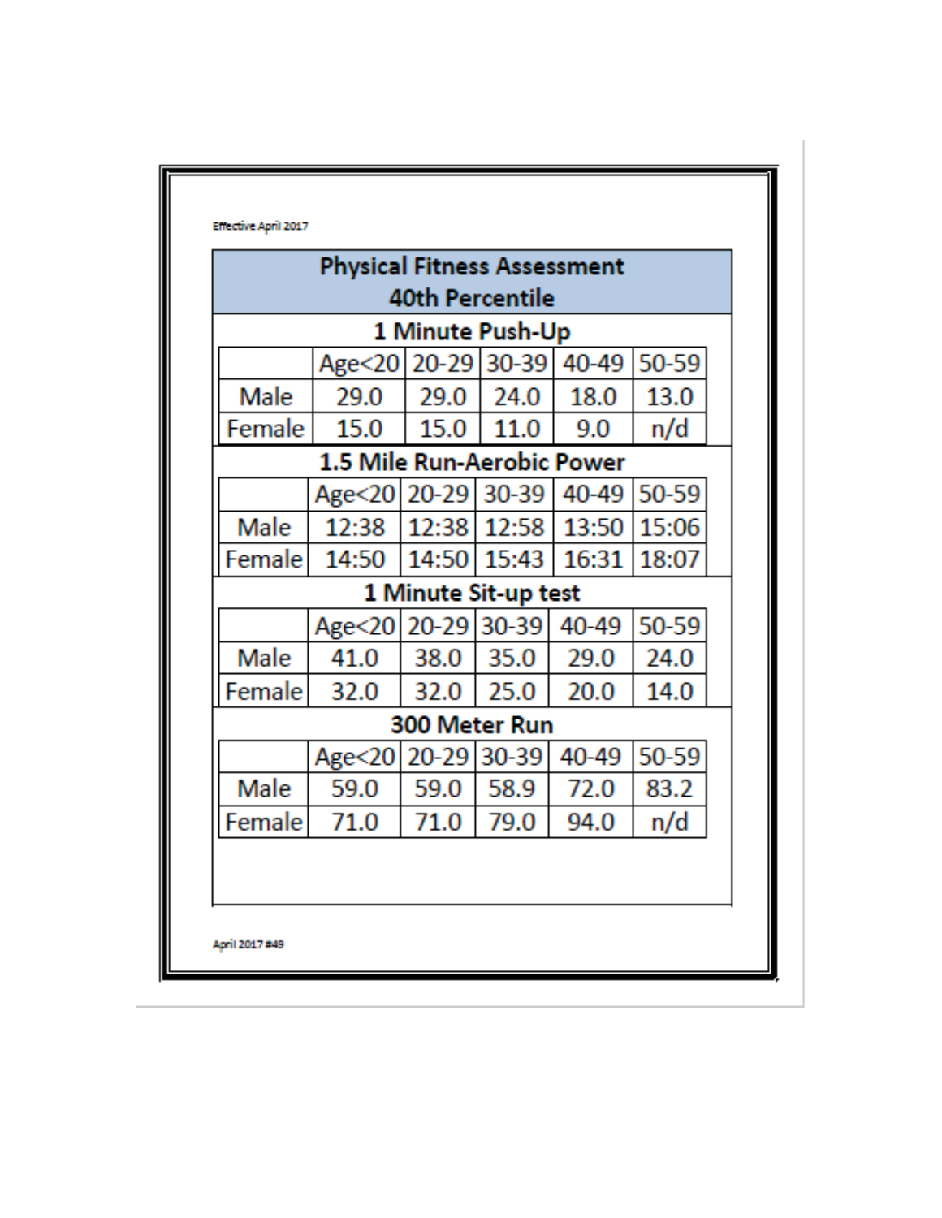Effective April 2017

# Physical Fitness Assessment
## 40th Percentile

### 1 Minute Push-Up

| | Age<20 | 20-29 | 30-39 | 40-49 | 50-59 |
|---|---|---|---|---|---|
| Male | 29.0 | 29.0 | 24.0 | 18.0 | 13.0 |
| Female | 15.0 | 15.0 | 11.0 | 9.0 | n/d |

### 1.5 Mile Run-Aerobic Power

| | Age<20 | 20-29 | 30-39 | 40-49 | 50-59 |
|---|---|---|---|---|---|
| Male | 12:38 | 12:38 | 12:58 | 13:50 | 15:06 |
| Female | 14:50 | 14:50 | 15:43 | 16:31 | 18:07 |

### 1 Minute Sit-up test

| | Age<20 | 20-29 | 30-39 | 40-49 | 50-59 |
|---|---|---|---|---|---|
| Male | 41.0 | 38.0 | 35.0 | 29.0 | 24.0 |
| Female | 32.0 | 32.0 | 25.0 | 20.0 | 14.0 |

### 300 Meter Run

| | Age<20 | 20-29 | 30-39 | 40-49 | 50-59 |
|---|---|---|---|---|---|
| Male | 59.0 | 59.0 | 58.9 | 72.0 | 83.2 |
| Female | 71.0 | 71.0 | 79.0 | 94.0 | n/d |

April 2017 #49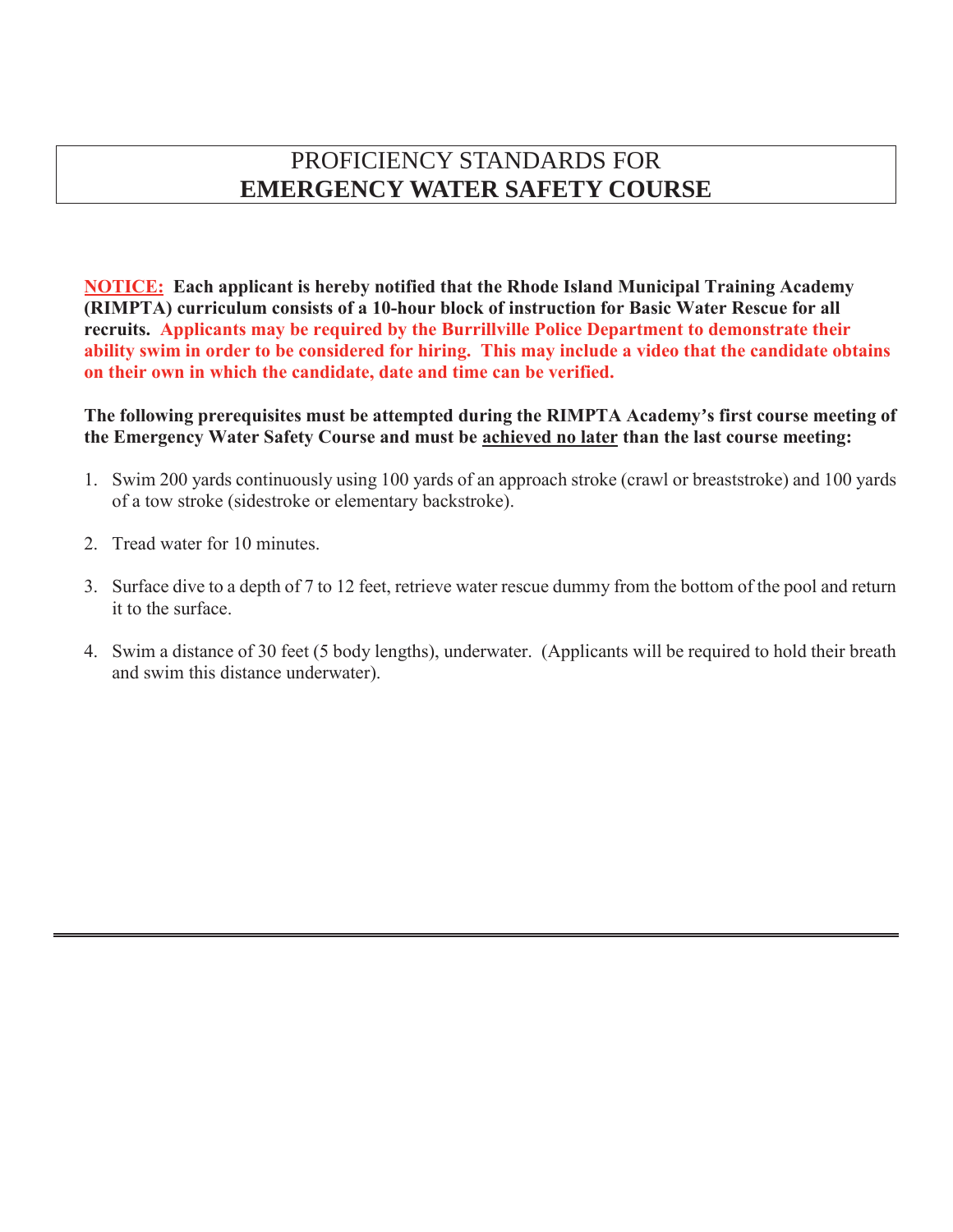# PROFICIENCY STANDARDS FOR **EMERGENCY WATER SAFETY COURSE**

**NOTICE: Each applicant is hereby notified that the Rhode Island Municipal Training Academy (RIMPTA) curriculum consists of a 10-hour block of instruction for Basic Water Rescue for all recruits. Applicants may be required by the Burrillville Police Department to demonstrate their ability swim in order to be considered for hiring. This may include a video that the candidate obtains on their own in which the candidate, date and time can be verified.**

**The following prerequisites must be attempted during the RIMPTA Academy's first course meeting of the Emergency Water Safety Course and must be achieved no later than the last course meeting:**

1. Swim 200 yards continuously using 100 yards of an approach stroke (crawl or breaststroke) and 100 yards of a tow stroke (sidestroke or elementary backstroke).
2. Tread water for 10 minutes.
3. Surface dive to a depth of 7 to 12 feet, retrieve water rescue dummy from the bottom of the pool and return it to the surface.
4. Swim a distance of 30 feet (5 body lengths), underwater. (Applicants will be required to hold their breath and swim this distance underwater).